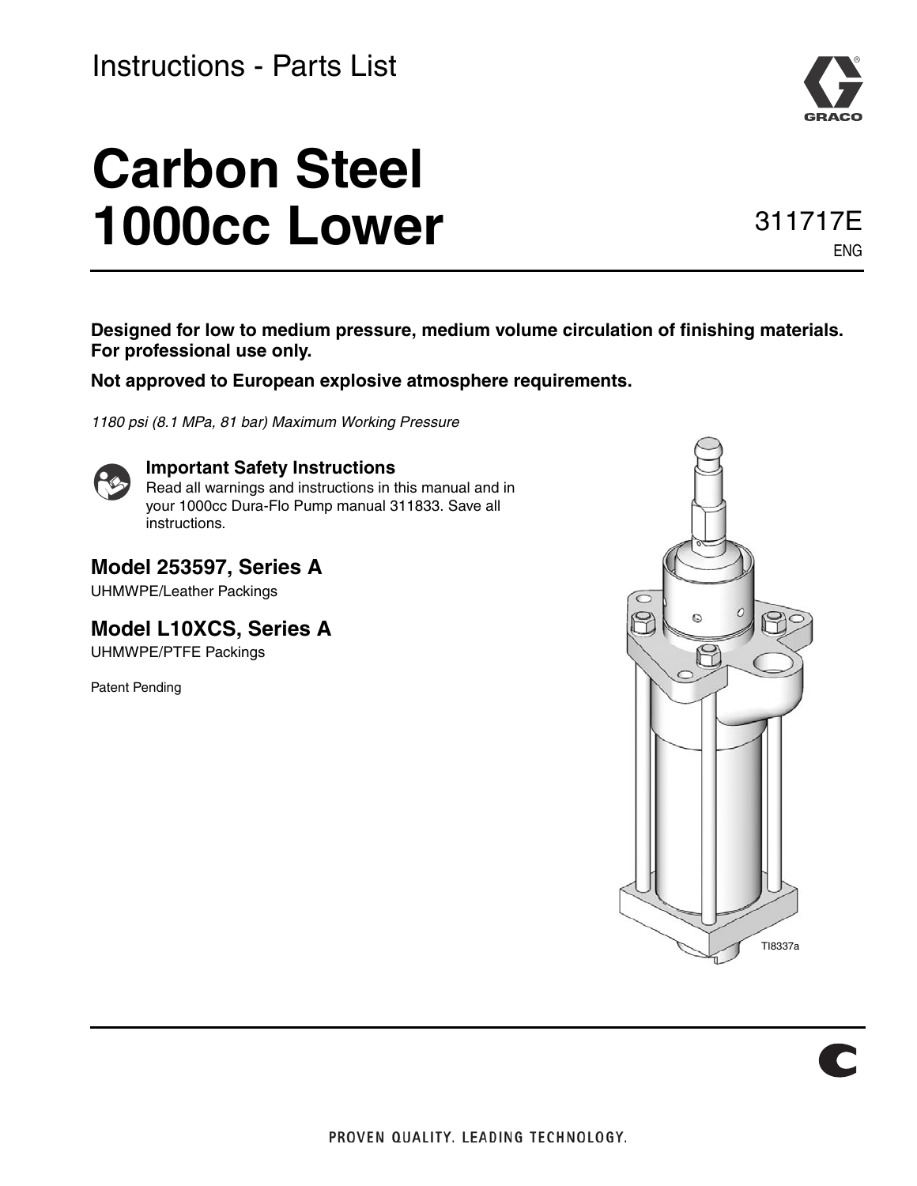Instructions - Parts List

# Carbon Steel 1000cc Lower

311717E
ENG

**Designed for low to medium pressure, medium volume circulation of finishing materials. For professional use only.**

**Not approved to European explosive atmosphere requirements.**

*1180 psi (8.1 MPa, 81 bar) Maximum Working Pressure*

### Important Safety Instructions

Read all warnings and instructions in this manual and in your 1000cc Dura-Flo Pump manual 311833. Save all instructions.

## Model 253597, Series A

UHMWPE/Leather Packings

## Model L10XCS, Series A

UHMWPE/PTFE Packings

Patent Pending

TI8337a

PROVEN QUALITY. LEADING TECHNOLOGY.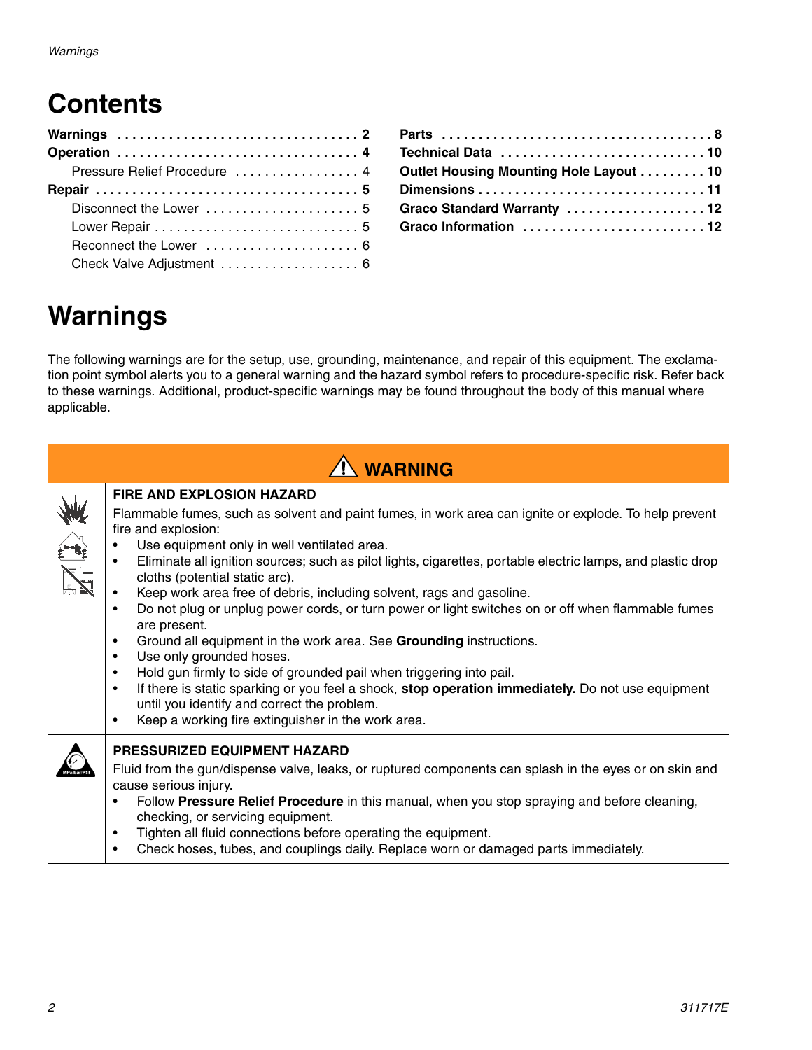# Contents

| | |
|---|---|
| **Warnings** | **2** |
| **Operation** | **4** |
| Pressure Relief Procedure | 4 |
| **Repair** | **5** |
| Disconnect the Lower | 5 |
| Lower Repair | 5 |
| Reconnect the Lower | 6 |
| Check Valve Adjustment | 6 |
| **Parts** | **8** |
| **Technical Data** | **10** |
| **Outlet Housing Mounting Hole Layout** | **10** |
| **Dimensions** | **11** |
| **Graco Standard Warranty** | **12** |
| **Graco Information** | **12** |

# Warnings

The following warnings are for the setup, use, grounding, maintenance, and repair of this equipment. The exclamation point symbol alerts you to a general warning and the hazard symbol refers to procedure-specific risk. Refer back to these warnings. Additional, product-specific warnings may be found throughout the body of this manual where applicable.

## ⚠ WARNING

**FIRE AND EXPLOSION HAZARD**

Flammable fumes, such as solvent and paint fumes, in work area can ignite or explode. To help prevent fire and explosion:

- Use equipment only in well ventilated area.
- Eliminate all ignition sources; such as pilot lights, cigarettes, portable electric lamps, and plastic drop cloths (potential static arc).
- Keep work area free of debris, including solvent, rags and gasoline.
- Do not plug or unplug power cords, or turn power or light switches on or off when flammable fumes are present.
- Ground all equipment in the work area. See **Grounding** instructions.
- Use only grounded hoses.
- Hold gun firmly to side of grounded pail when triggering into pail.
- If there is static sparking or you feel a shock, **stop operation immediately.** Do not use equipment until you identify and correct the problem.
- Keep a working fire extinguisher in the work area.

**PRESSURIZED EQUIPMENT HAZARD**

Fluid from the gun/dispense valve, leaks, or ruptured components can splash in the eyes or on skin and cause serious injury.

- Follow **Pressure Relief Procedure** in this manual, when you stop spraying and before cleaning, checking, or servicing equipment.
- Tighten all fluid connections before operating the equipment.
- Check hoses, tubes, and couplings daily. Replace worn or damaged parts immediately.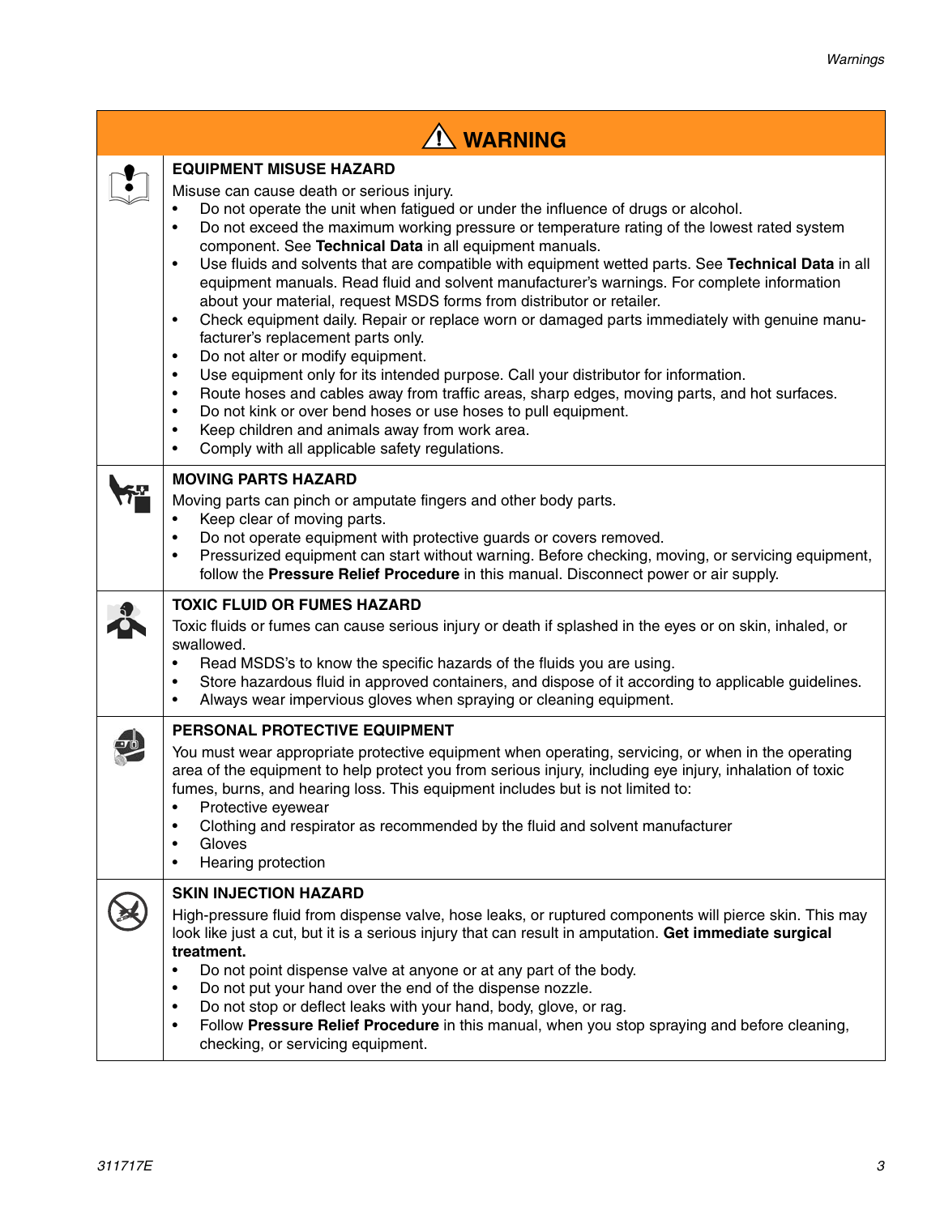## ⚠ WARNING

### EQUIPMENT MISUSE HAZARD

Misuse can cause death or serious injury.

- Do not operate the unit when fatigued or under the influence of drugs or alcohol.
- Do not exceed the maximum working pressure or temperature rating of the lowest rated system component. See **Technical Data** in all equipment manuals.
- Use fluids and solvents that are compatible with equipment wetted parts. See **Technical Data** in all equipment manuals. Read fluid and solvent manufacturer's warnings. For complete information about your material, request MSDS forms from distributor or retailer.
- Check equipment daily. Repair or replace worn or damaged parts immediately with genuine manufacturer's replacement parts only.
- Do not alter or modify equipment.
- Use equipment only for its intended purpose. Call your distributor for information.
- Route hoses and cables away from traffic areas, sharp edges, moving parts, and hot surfaces.
- Do not kink or over bend hoses or use hoses to pull equipment.
- Keep children and animals away from work area.
- Comply with all applicable safety regulations.

### MOVING PARTS HAZARD

Moving parts can pinch or amputate fingers and other body parts.

- Keep clear of moving parts.
- Do not operate equipment with protective guards or covers removed.
- Pressurized equipment can start without warning. Before checking, moving, or servicing equipment, follow the **Pressure Relief Procedure** in this manual. Disconnect power or air supply.

### TOXIC FLUID OR FUMES HAZARD

Toxic fluids or fumes can cause serious injury or death if splashed in the eyes or on skin, inhaled, or swallowed.

- Read MSDS's to know the specific hazards of the fluids you are using.
- Store hazardous fluid in approved containers, and dispose of it according to applicable guidelines.
- Always wear impervious gloves when spraying or cleaning equipment.

### PERSONAL PROTECTIVE EQUIPMENT

You must wear appropriate protective equipment when operating, servicing, or when in the operating area of the equipment to help protect you from serious injury, including eye injury, inhalation of toxic fumes, burns, and hearing loss. This equipment includes but is not limited to:

- Protective eyewear
- Clothing and respirator as recommended by the fluid and solvent manufacturer
- Gloves
- Hearing protection

### SKIN INJECTION HAZARD

High-pressure fluid from dispense valve, hose leaks, or ruptured components will pierce skin. This may look like just a cut, but it is a serious injury that can result in amputation. **Get immediate surgical treatment.**

- Do not point dispense valve at anyone or at any part of the body.
- Do not put your hand over the end of the dispense nozzle.
- Do not stop or deflect leaks with your hand, body, glove, or rag.
- Follow **Pressure Relief Procedure** in this manual, when you stop spraying and before cleaning, checking, or servicing equipment.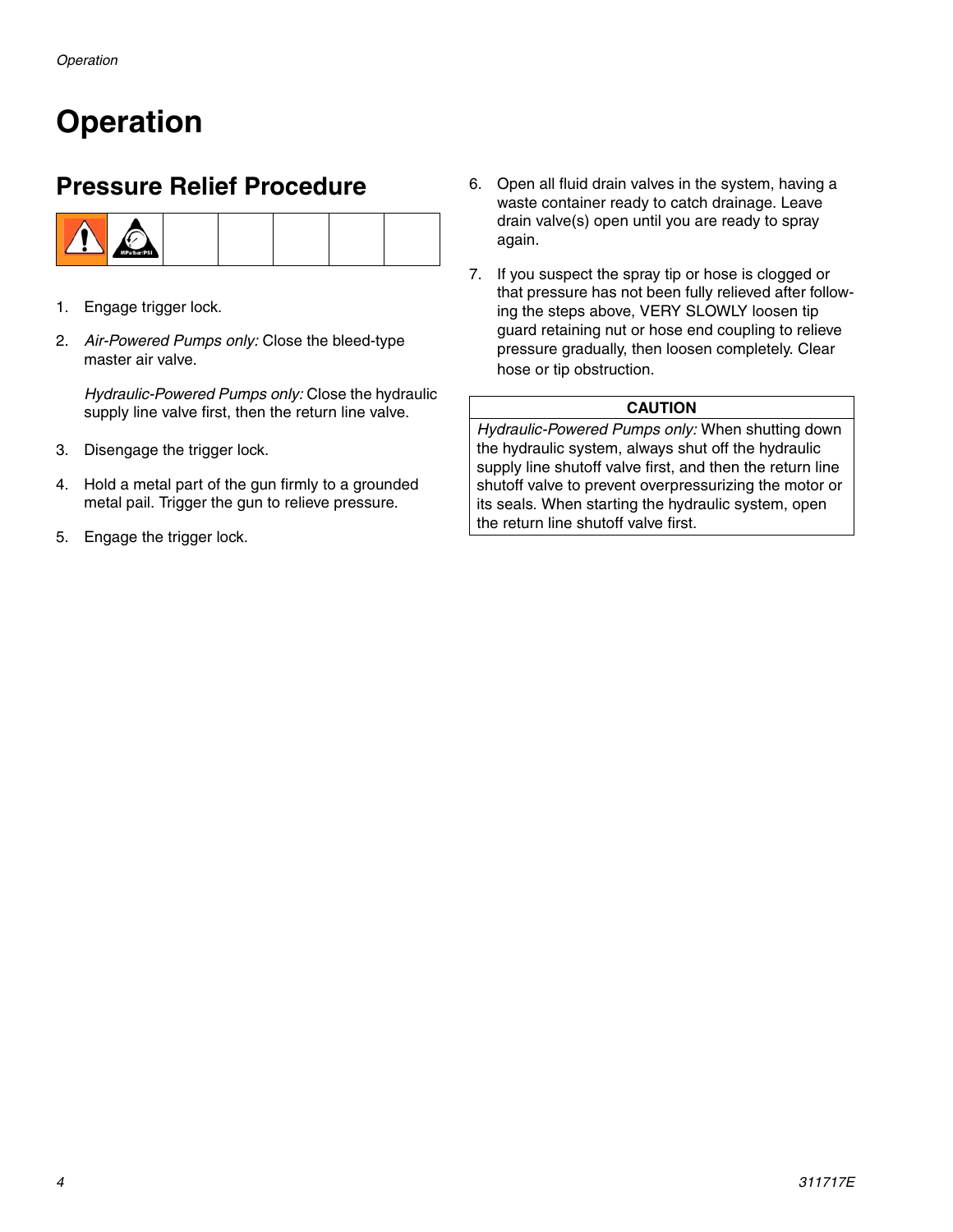# Operation

## Pressure Relief Procedure

1. Engage trigger lock.
2. *Air-Powered Pumps only:* Close the bleed-type master air valve.

   *Hydraulic-Powered Pumps only:* Close the hydraulic supply line valve first, then the return line valve.
3. Disengage the trigger lock.
4. Hold a metal part of the gun firmly to a grounded metal pail. Trigger the gun to relieve pressure.
5. Engage the trigger lock.
6. Open all fluid drain valves in the system, having a waste container ready to catch drainage. Leave drain valve(s) open until you are ready to spray again.
7. If you suspect the spray tip or hose is clogged or that pressure has not been fully relieved after following the steps above, VERY SLOWLY loosen tip guard retaining nut or hose end coupling to relieve pressure gradually, then loosen completely. Clear hose or tip obstruction.

| CAUTION |
| --- |
| *Hydraulic-Powered Pumps only:* When shutting down the hydraulic system, always shut off the hydraulic supply line shutoff valve first, and then the return line shutoff valve to prevent overpressurizing the motor or its seals. When starting the hydraulic system, open the return line shutoff valve first. |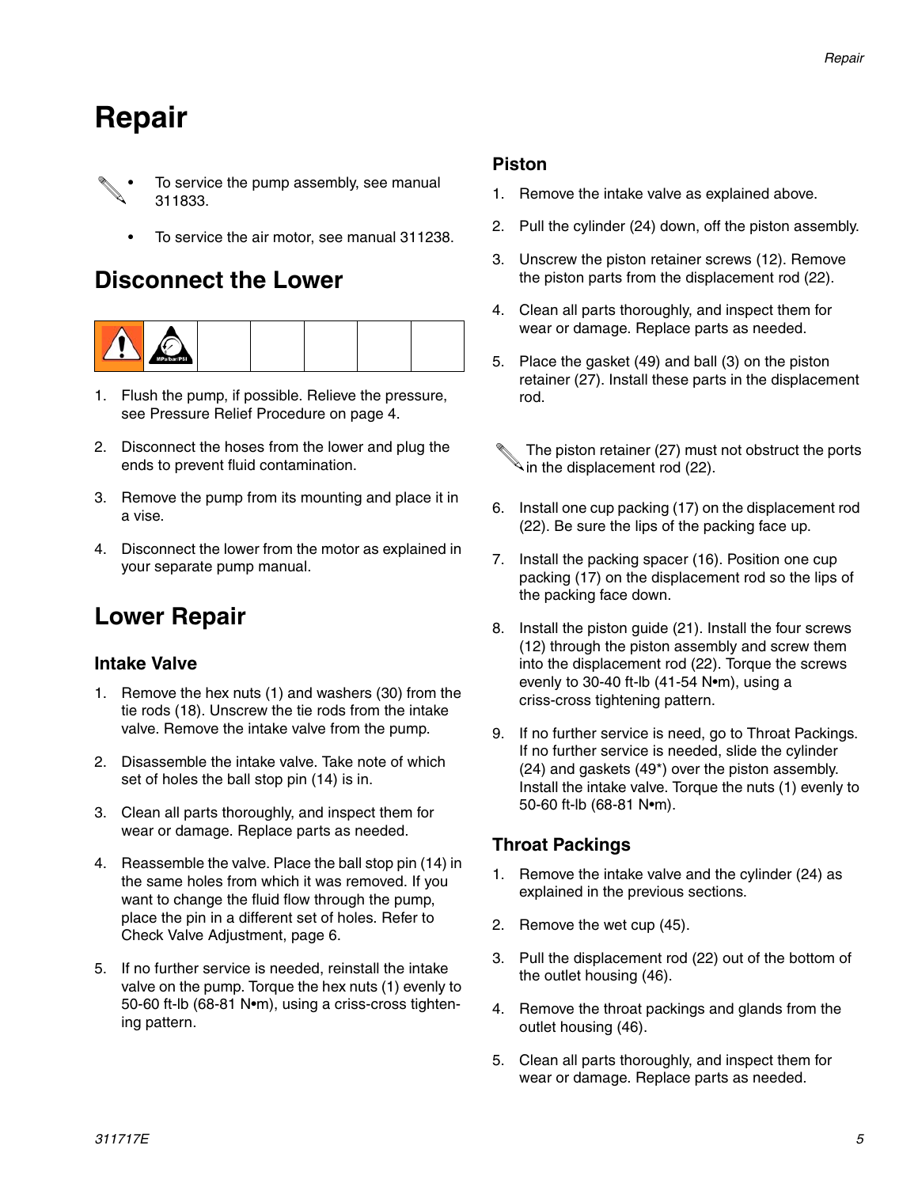# Repair

- To service the pump assembly, see manual 311833.
- To service the air motor, see manual 311238.

## Disconnect the Lower

1. Flush the pump, if possible. Relieve the pressure, see Pressure Relief Procedure on page 4.
2. Disconnect the hoses from the lower and plug the ends to prevent fluid contamination.
3. Remove the pump from its mounting and place it in a vise.
4. Disconnect the lower from the motor as explained in your separate pump manual.

## Lower Repair

### Intake Valve

1. Remove the hex nuts (1) and washers (30) from the tie rods (18). Unscrew the tie rods from the intake valve. Remove the intake valve from the pump.
2. Disassemble the intake valve. Take note of which set of holes the ball stop pin (14) is in.
3. Clean all parts thoroughly, and inspect them for wear or damage. Replace parts as needed.
4. Reassemble the valve. Place the ball stop pin (14) in the same holes from which it was removed. If you want to change the fluid flow through the pump, place the pin in a different set of holes. Refer to Check Valve Adjustment, page 6.
5. If no further service is needed, reinstall the intake valve on the pump. Torque the hex nuts (1) evenly to 50-60 ft-lb (68-81 N•m), using a criss-cross tightening pattern.

### Piston

1. Remove the intake valve as explained above.
2. Pull the cylinder (24) down, off the piston assembly.
3. Unscrew the piston retainer screws (12). Remove the piston parts from the displacement rod (22).
4. Clean all parts thoroughly, and inspect them for wear or damage. Replace parts as needed.
5. Place the gasket (49) and ball (3) on the piston retainer (27). Install these parts in the displacement rod.

The piston retainer (27) must not obstruct the ports in the displacement rod (22).

6. Install one cup packing (17) on the displacement rod (22). Be sure the lips of the packing face up.
7. Install the packing spacer (16). Position one cup packing (17) on the displacement rod so the lips of the packing face down.
8. Install the piston guide (21). Install the four screws (12) through the piston assembly and screw them into the displacement rod (22). Torque the screws evenly to 30-40 ft-lb (41-54 N•m), using a criss-cross tightening pattern.
9. If no further service is need, go to Throat Packings. If no further service is needed, slide the cylinder (24) and gaskets (49*) over the piston assembly. Install the intake valve. Torque the nuts (1) evenly to 50-60 ft-lb (68-81 N•m).

### Throat Packings

1. Remove the intake valve and the cylinder (24) as explained in the previous sections.
2. Remove the wet cup (45).
3. Pull the displacement rod (22) out of the bottom of the outlet housing (46).
4. Remove the throat packings and glands from the outlet housing (46).
5. Clean all parts thoroughly, and inspect them for wear or damage. Replace parts as needed.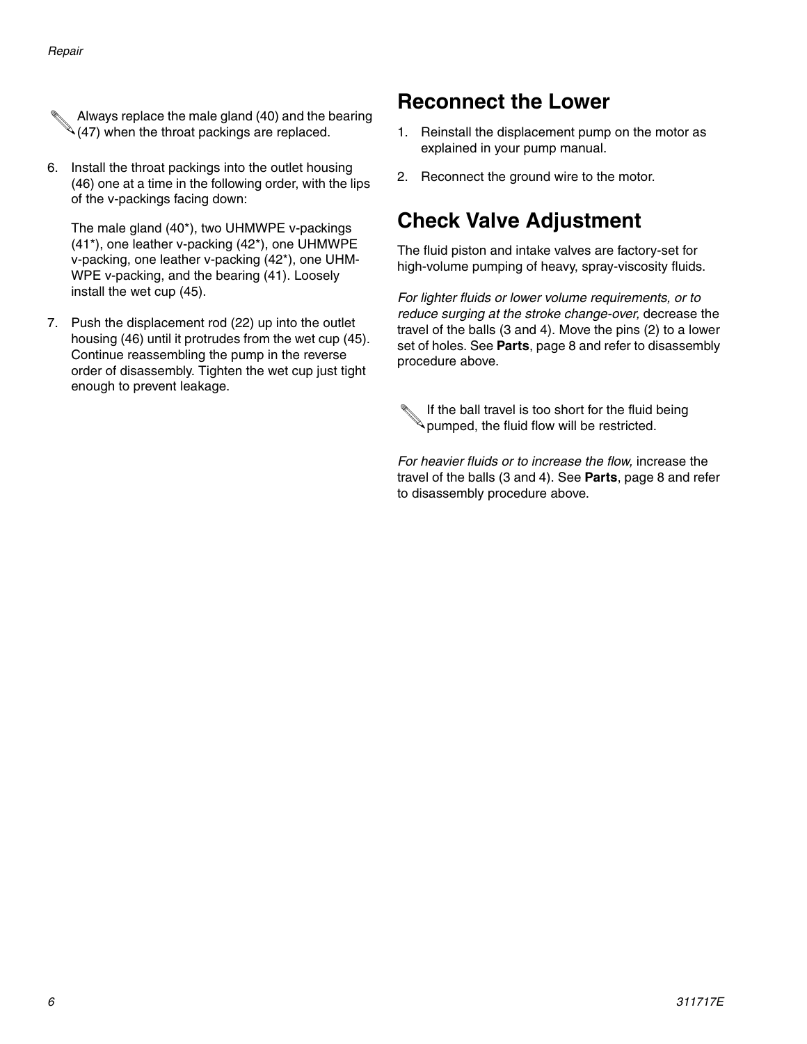Always replace the male gland (40) and the bearing (47) when the throat packings are replaced.

6. Install the throat packings into the outlet housing (46) one at a time in the following order, with the lips of the v-packings facing down:

   The male gland (40*), two UHMWPE v-packings (41*), one leather v-packing (42*), one UHMWPE v-packing, one leather v-packing (42*), one UHMWPE v-packing, and the bearing (41). Loosely install the wet cup (45).

7. Push the displacement rod (22) up into the outlet housing (46) until it protrudes from the wet cup (45). Continue reassembling the pump in the reverse order of disassembly. Tighten the wet cup just tight enough to prevent leakage.

## Reconnect the Lower

1. Reinstall the displacement pump on the motor as explained in your pump manual.
2. Reconnect the ground wire to the motor.

## Check Valve Adjustment

The fluid piston and intake valves are factory-set for high-volume pumping of heavy, spray-viscosity fluids.

*For lighter fluids or lower volume requirements, or to reduce surging at the stroke change-over,* decrease the travel of the balls (3 and 4). Move the pins (2) to a lower set of holes. See **Parts**, page 8 and refer to disassembly procedure above.

If the ball travel is too short for the fluid being pumped, the fluid flow will be restricted.

*For heavier fluids or to increase the flow,* increase the travel of the balls (3 and 4). See **Parts**, page 8 and refer to disassembly procedure above.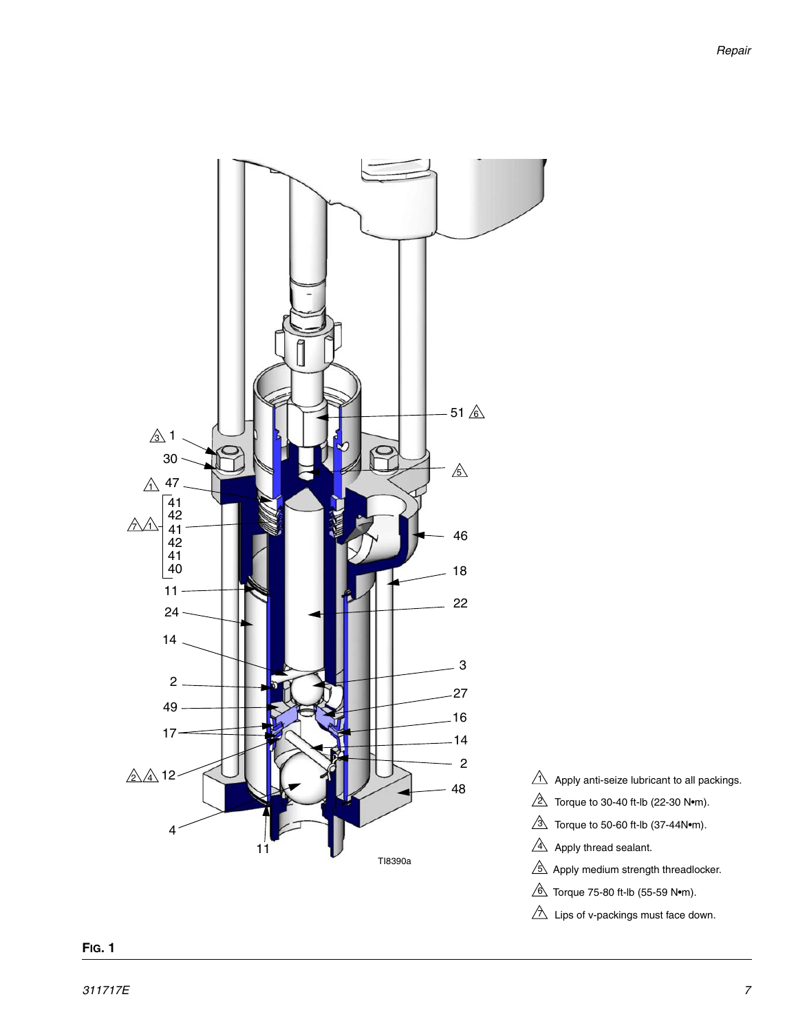1. Apply anti-seize lubricant to all packings.
2. Torque to 30-40 ft-lb (22-30 N•m).
3. Torque to 50-60 ft-lb (37-44N•m).
4. Apply thread sealant.
5. Apply medium strength threadlocker.
6. Torque 75-80 ft-lb (55-59 N•m).
7. Lips of v-packings must face down.

**FIG. 1**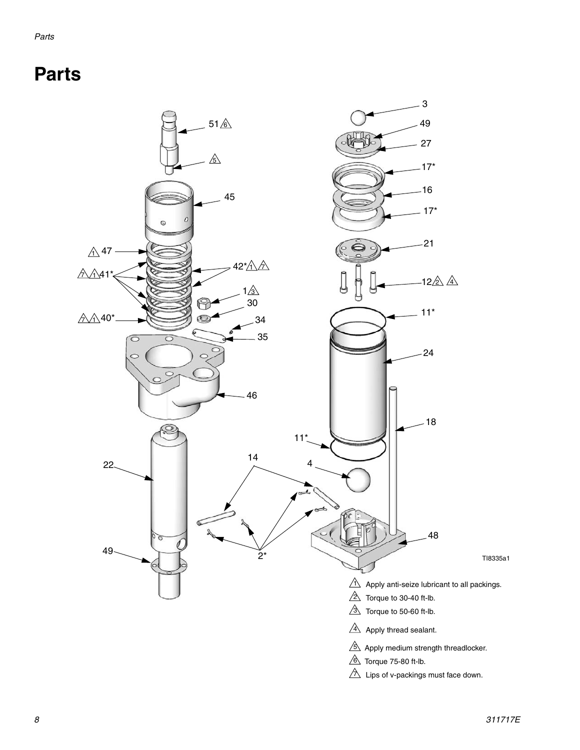# Parts

TI8335a1

1. Apply anti-seize lubricant to all packings.
2. Torque to 30-40 ft-lb.
3. Torque to 50-60 ft-lb.
4. Apply thread sealant.
5. Apply medium strength threadlocker.
6. Torque 75-80 ft-lb.
7. Lips of v-packings must face down.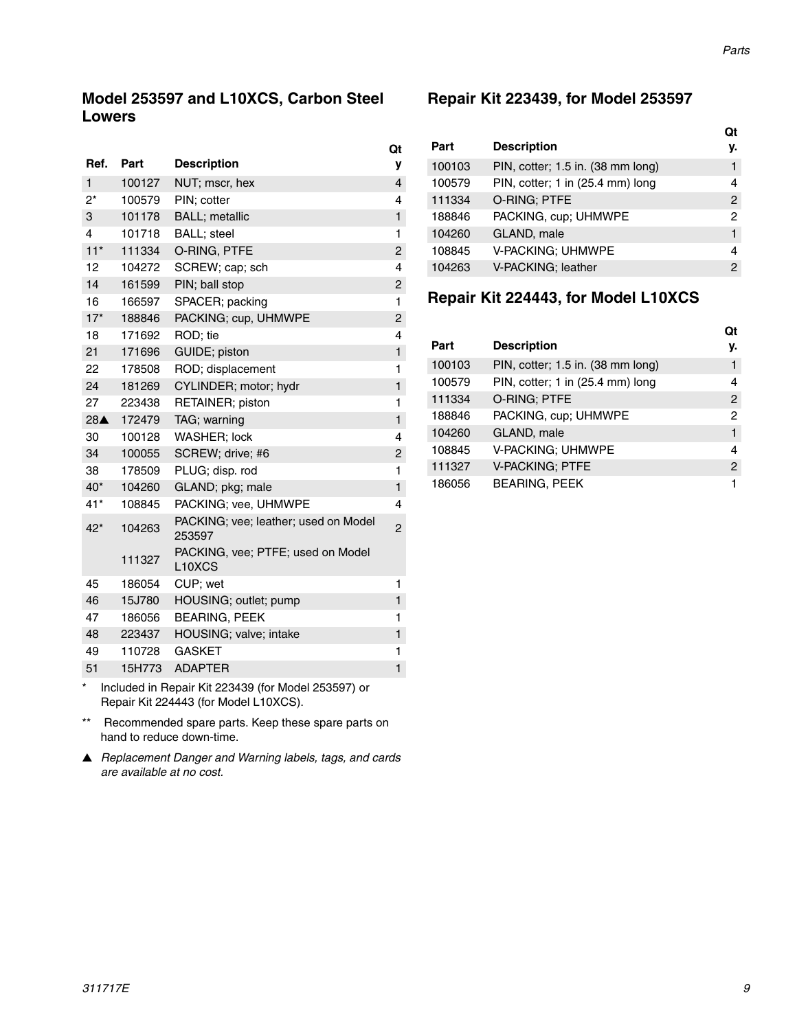## Model 253597 and L10XCS, Carbon Steel Lowers

| Ref. | Part | Description | Qty |
|---|---|---|---|
| 1 | 100127 | NUT; mscr, hex | 4 |
| 2* | 100579 | PIN; cotter | 4 |
| 3 | 101178 | BALL; metallic | 1 |
| 4 | 101718 | BALL; steel | 1 |
| 11* | 111334 | O-RING, PTFE | 2 |
| 12 | 104272 | SCREW; cap; sch | 4 |
| 14 | 161599 | PIN; ball stop | 2 |
| 16 | 166597 | SPACER; packing | 1 |
| 17* | 188846 | PACKING; cup, UHMWPE | 2 |
| 18 | 171692 | ROD; tie | 4 |
| 21 | 171696 | GUIDE; piston | 1 |
| 22 | 178508 | ROD; displacement | 1 |
| 24 | 181269 | CYLINDER; motor; hydr | 1 |
| 27 | 223438 | RETAINER; piston | 1 |
| 28▲ | 172479 | TAG; warning | 1 |
| 30 | 100128 | WASHER; lock | 4 |
| 34 | 100055 | SCREW; drive; #6 | 2 |
| 38 | 178509 | PLUG; disp. rod | 1 |
| 40* | 104260 | GLAND; pkg; male | 1 |
| 41* | 108845 | PACKING; vee, UHMWPE | 4 |
| 42* | 104263 | PACKING; vee; leather; used on Model 253597 | 2 |
| | 111327 | PACKING, vee; PTFE; used on Model L10XCS | |
| 45 | 186054 | CUP; wet | 1 |
| 46 | 15J780 | HOUSING; outlet; pump | 1 |
| 47 | 186056 | BEARING, PEEK | 1 |
| 48 | 223437 | HOUSING; valve; intake | 1 |
| 49 | 110728 | GASKET | 1 |
| 51 | 15H773 | ADAPTER | 1 |

\* Included in Repair Kit 223439 (for Model 253597) or Repair Kit 224443 (for Model L10XCS).

\*\* Recommended spare parts. Keep these spare parts on hand to reduce down-time.

▲ *Replacement Danger and Warning labels, tags, and cards are available at no cost.*

## Repair Kit 223439, for Model 253597

| Part | Description | Qty. |
|---|---|---|
| 100103 | PIN, cotter; 1.5 in. (38 mm long) | 1 |
| 100579 | PIN, cotter; 1 in (25.4 mm) long | 4 |
| 111334 | O-RING; PTFE | 2 |
| 188846 | PACKING, cup; UHMWPE | 2 |
| 104260 | GLAND, male | 1 |
| 108845 | V-PACKING; UHMWPE | 4 |
| 104263 | V-PACKING; leather | 2 |

## Repair Kit 224443, for Model L10XCS

| Part | Description | Qty. |
|---|---|---|
| 100103 | PIN, cotter; 1.5 in. (38 mm long) | 1 |
| 100579 | PIN, cotter; 1 in (25.4 mm) long | 4 |
| 111334 | O-RING; PTFE | 2 |
| 188846 | PACKING, cup; UHMWPE | 2 |
| 104260 | GLAND, male | 1 |
| 108845 | V-PACKING; UHMWPE | 4 |
| 111327 | V-PACKING; PTFE | 2 |
| 186056 | BEARING, PEEK | 1 |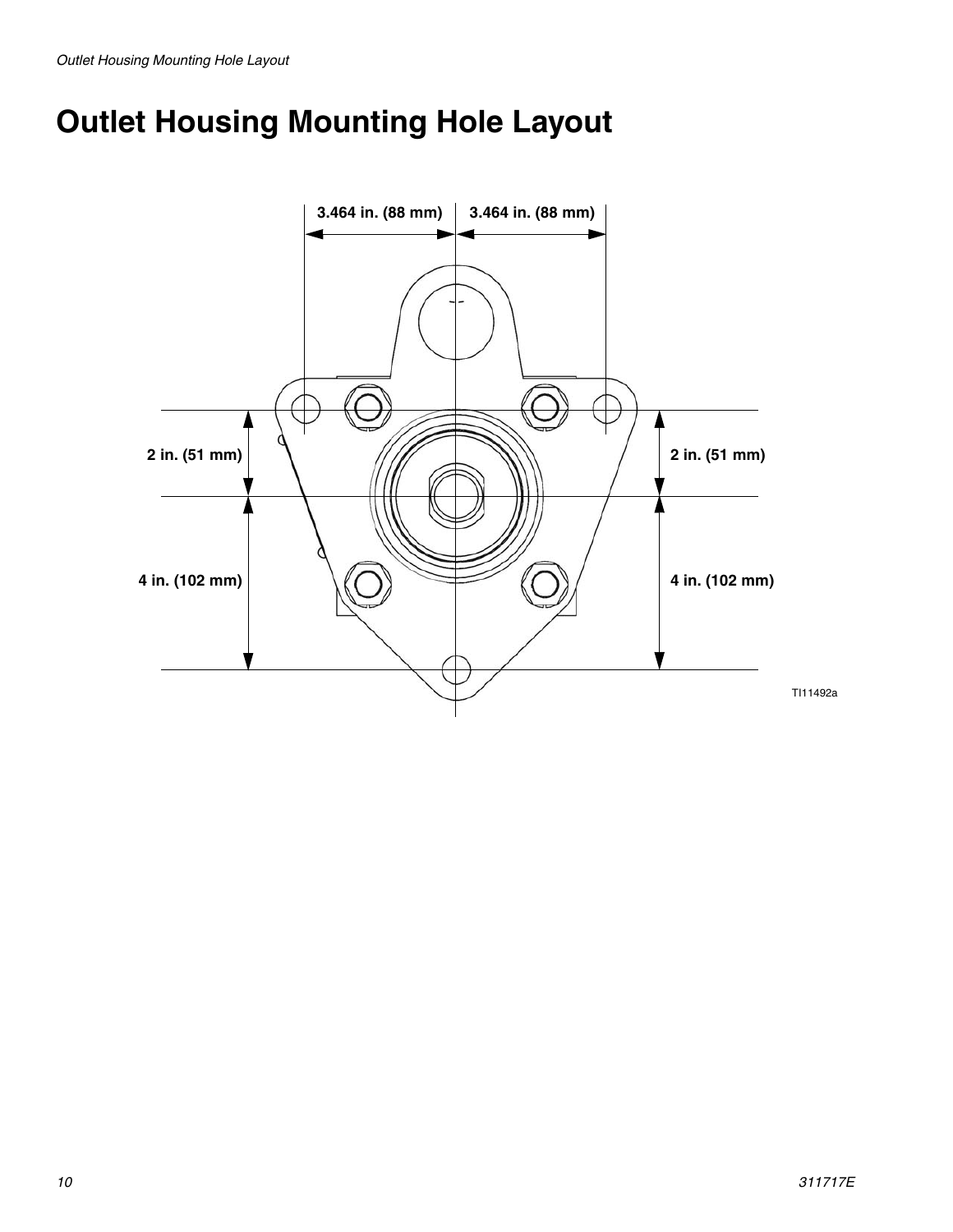# Outlet Housing Mounting Hole Layout

3.464 in. (88 mm) | 3.464 in. (88 mm)

2 in. (51 mm) | 2 in. (51 mm)

4 in. (102 mm) | 4 in. (102 mm)

TI11492a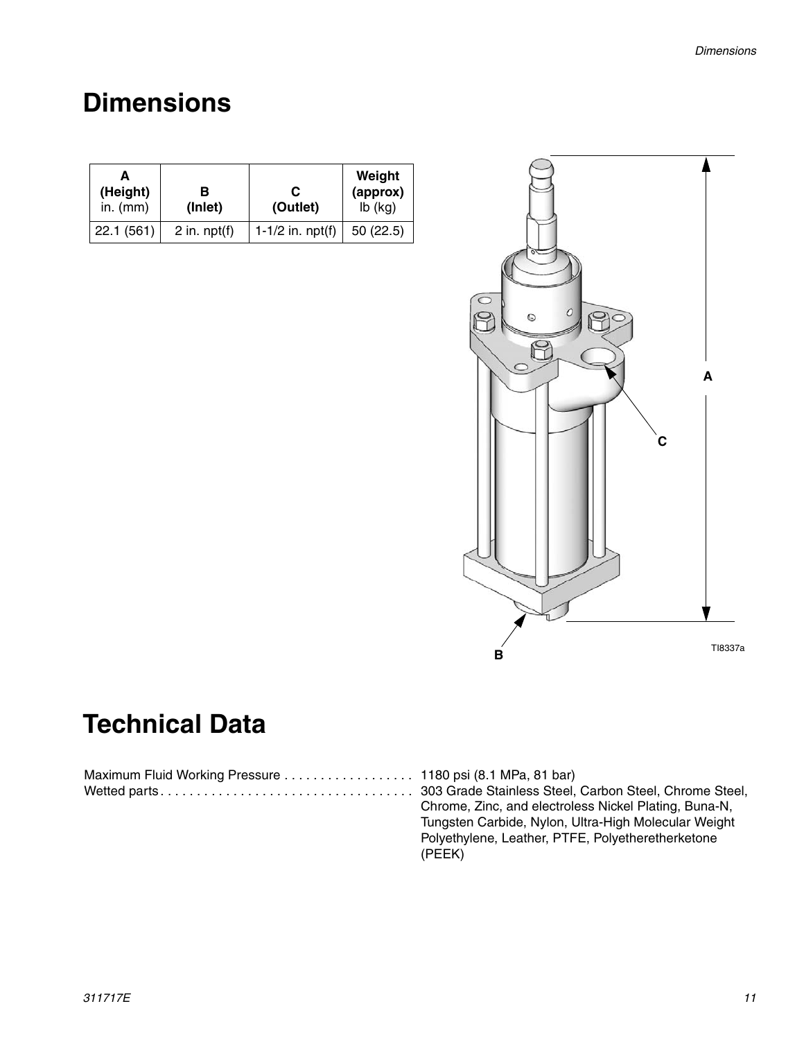# Dimensions

| A (Height) in. (mm) | B (Inlet) | C (Outlet) | Weight (approx) lb (kg) |
|---|---|---|---|
| 22.1 (561) | 2 in. npt(f) | 1-1/2 in. npt(f) | 50 (22.5) |

# Technical Data

Maximum Fluid Working Pressure . . . . . . . . . . . . . . . . . . 1180 psi (8.1 MPa, 81 bar)

Wetted parts . . . . . . . . . . . . . . . . . . . . . . . . . . . . . . . . . . . . 303 Grade Stainless Steel, Carbon Steel, Chrome Steel, Chrome, Zinc, and electroless Nickel Plating, Buna-N, Tungsten Carbide, Nylon, Ultra-High Molecular Weight Polyethylene, Leather, PTFE, Polyetheretherketone (PEEK)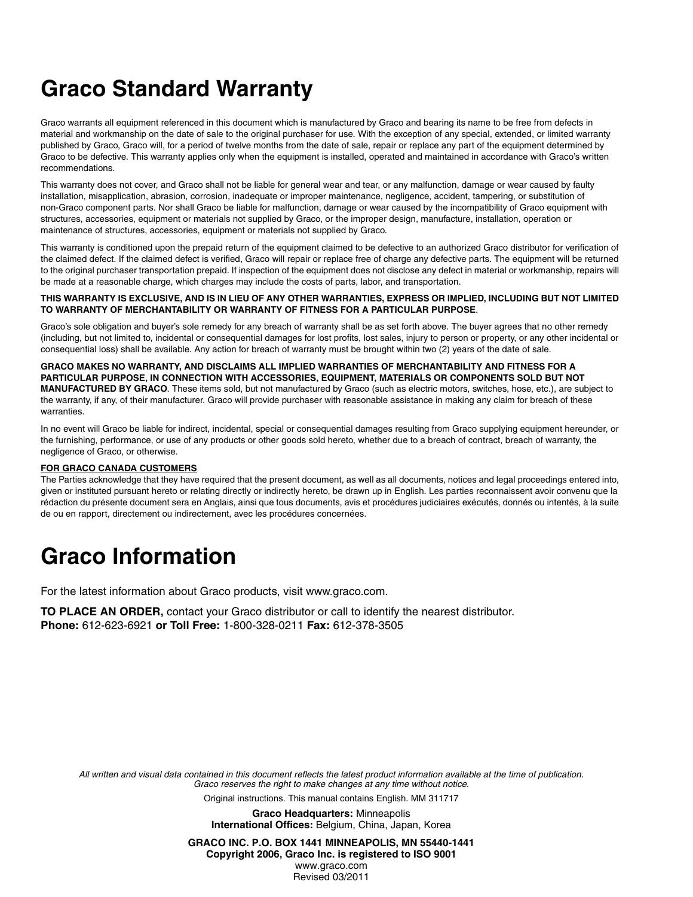# Graco Standard Warranty

Graco warrants all equipment referenced in this document which is manufactured by Graco and bearing its name to be free from defects in material and workmanship on the date of sale to the original purchaser for use. With the exception of any special, extended, or limited warranty published by Graco, Graco will, for a period of twelve months from the date of sale, repair or replace any part of the equipment determined by Graco to be defective. This warranty applies only when the equipment is installed, operated and maintained in accordance with Graco's written recommendations.

This warranty does not cover, and Graco shall not be liable for general wear and tear, or any malfunction, damage or wear caused by faulty installation, misapplication, abrasion, corrosion, inadequate or improper maintenance, negligence, accident, tampering, or substitution of non-Graco component parts. Nor shall Graco be liable for malfunction, damage or wear caused by the incompatibility of Graco equipment with structures, accessories, equipment or materials not supplied by Graco, or the improper design, manufacture, installation, operation or maintenance of structures, accessories, equipment or materials not supplied by Graco.

This warranty is conditioned upon the prepaid return of the equipment claimed to be defective to an authorized Graco distributor for verification of the claimed defect. If the claimed defect is verified, Graco will repair or replace free of charge any defective parts. The equipment will be returned to the original purchaser transportation prepaid. If inspection of the equipment does not disclose any defect in material or workmanship, repairs will be made at a reasonable charge, which charges may include the costs of parts, labor, and transportation.

**THIS WARRANTY IS EXCLUSIVE, AND IS IN LIEU OF ANY OTHER WARRANTIES, EXPRESS OR IMPLIED, INCLUDING BUT NOT LIMITED TO WARRANTY OF MERCHANTABILITY OR WARRANTY OF FITNESS FOR A PARTICULAR PURPOSE**.

Graco's sole obligation and buyer's sole remedy for any breach of warranty shall be as set forth above. The buyer agrees that no other remedy (including, but not limited to, incidental or consequential damages for lost profits, lost sales, injury to person or property, or any other incidental or consequential loss) shall be available. Any action for breach of warranty must be brought within two (2) years of the date of sale.

**GRACO MAKES NO WARRANTY, AND DISCLAIMS ALL IMPLIED WARRANTIES OF MERCHANTABILITY AND FITNESS FOR A PARTICULAR PURPOSE, IN CONNECTION WITH ACCESSORIES, EQUIPMENT, MATERIALS OR COMPONENTS SOLD BUT NOT MANUFACTURED BY GRACO**. These items sold, but not manufactured by Graco (such as electric motors, switches, hose, etc.), are subject to the warranty, if any, of their manufacturer. Graco will provide purchaser with reasonable assistance in making any claim for breach of these warranties.

In no event will Graco be liable for indirect, incidental, special or consequential damages resulting from Graco supplying equipment hereunder, or the furnishing, performance, or use of any products or other goods sold hereto, whether due to a breach of contract, breach of warranty, the negligence of Graco, or otherwise.

**FOR GRACO CANADA CUSTOMERS**

The Parties acknowledge that they have required that the present document, as well as all documents, notices and legal proceedings entered into, given or instituted pursuant hereto or relating directly or indirectly hereto, be drawn up in English. Les parties reconnaissent avoir convenu que la rédaction du présente document sera en Anglais, ainsi que tous documents, avis et procédures judiciaires exécutés, donnés ou intentés, à la suite de ou en rapport, directement ou indirectement, avec les procédures concernées.

# Graco Information

For the latest information about Graco products, visit www.graco.com.

**TO PLACE AN ORDER,** contact your Graco distributor or call to identify the nearest distributor.
**Phone:** 612-623-6921 **or Toll Free:** 1-800-328-0211 **Fax:** 612-378-3505

*All written and visual data contained in this document reflects the latest product information available at the time of publication. Graco reserves the right to make changes at any time without notice.*

Original instructions. This manual contains English. MM 311717

**Graco Headquarters:** Minneapolis
**International Offices:** Belgium, China, Japan, Korea

**GRACO INC. P.O. BOX 1441 MINNEAPOLIS, MN 55440-1441**
**Copyright 2006, Graco Inc. is registered to ISO 9001**
www.graco.com
Revised 03/2011